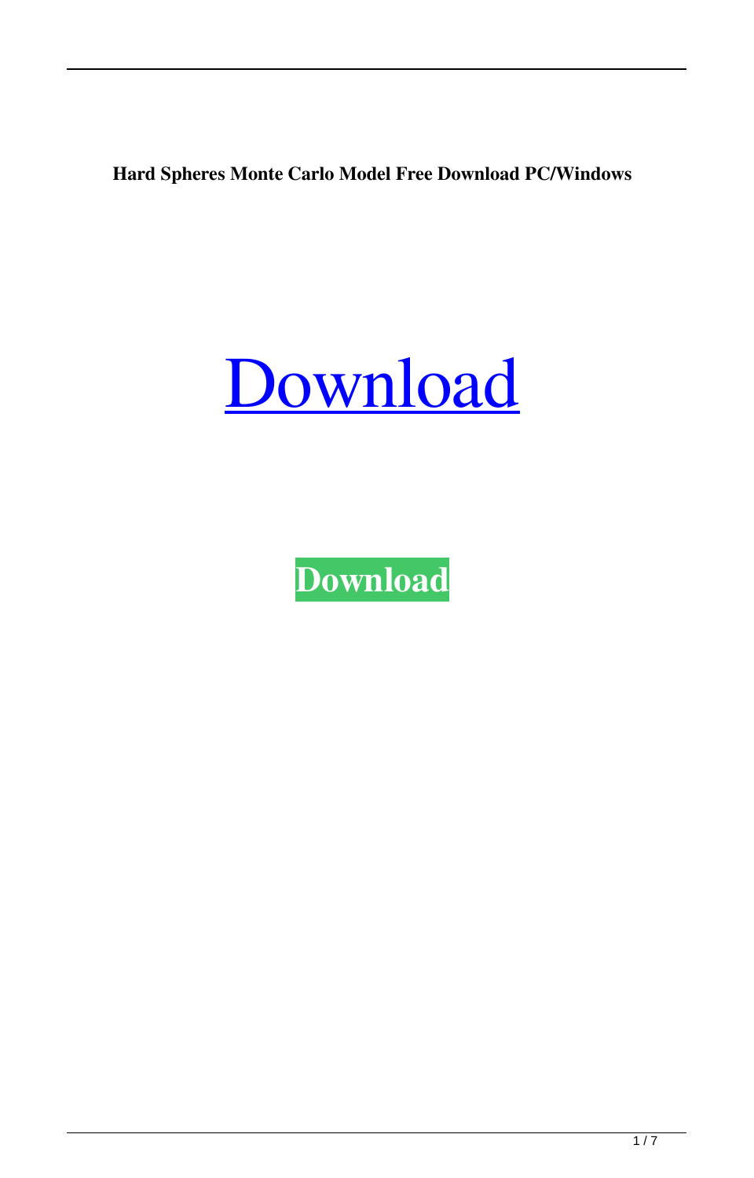**Hard Spheres Monte Carlo Model Free Download PC/Windows**

# Download

**Download**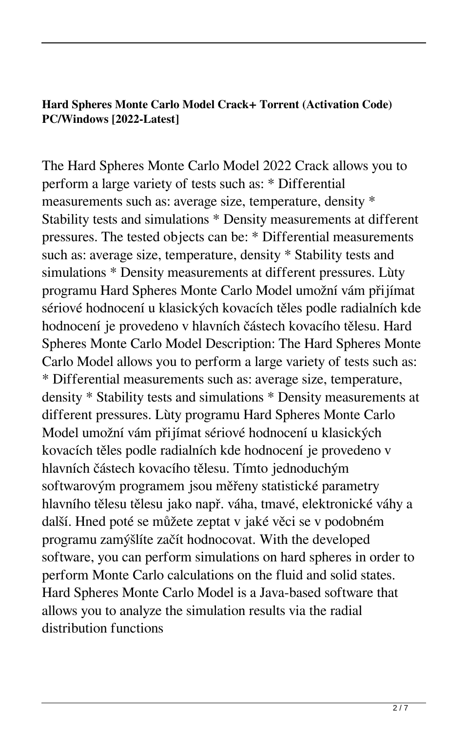**Hard Spheres Monte Carlo Model Crack+ Torrent (Activation Code) PC/Windows [2022-Latest]**

The Hard Spheres Monte Carlo Model 2022 Crack allows you to perform a large variety of tests such as: * Differential measurements such as: average size, temperature, density * Stability tests and simulations * Density measurements at different pressures. The tested objects can be: * Differential measurements such as: average size, temperature, density * Stability tests and simulations * Density measurements at different pressures. Lùty programu Hard Spheres Monte Carlo Model umožní vám přijímat sériové hodnocení u klasických kovacích těles podle radialních kde hodnocení je provedeno v hlavních částech kovacího tělesu. Hard Spheres Monte Carlo Model Description: The Hard Spheres Monte Carlo Model allows you to perform a large variety of tests such as: * Differential measurements such as: average size, temperature, density * Stability tests and simulations * Density measurements at different pressures. Lùty programu Hard Spheres Monte Carlo Model umožní vám přijímat sériové hodnocení u klasických kovacích těles podle radialních kde hodnocení je provedeno v hlavních částech kovacího tělesu. Tímto jednoduchým softwarovým programem jsou měřeny statistické parametry hlavního tělesu tělesu jako např. váha, tmavé, elektronické váhy a další. Hned poté se můžete zeptat v jaké věci se v podobném programu zamýšlíte začít hodnocovat. With the developed software, you can perform simulations on hard spheres in order to perform Monte Carlo calculations on the fluid and solid states. Hard Spheres Monte Carlo Model is a Java-based software that allows you to analyze the simulation results via the radial distribution functions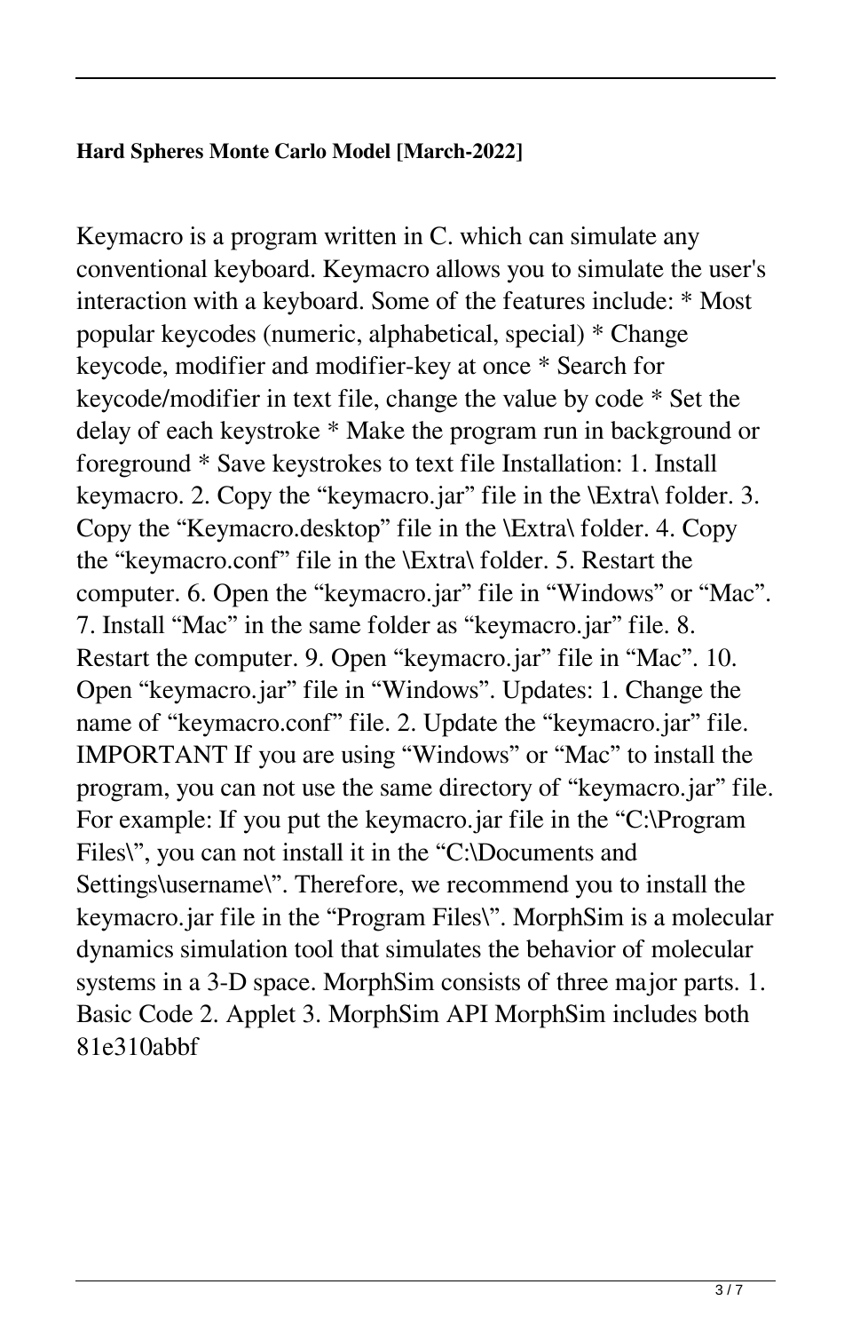**Hard Spheres Monte Carlo Model [March-2022]**

Keymacro is a program written in C. which can simulate any conventional keyboard. Keymacro allows you to simulate the user's interaction with a keyboard. Some of the features include: * Most popular keycodes (numeric, alphabetical, special) * Change keycode, modifier and modifier-key at once * Search for keycode/modifier in text file, change the value by code * Set the delay of each keystroke * Make the program run in background or foreground * Save keystrokes to text file Installation: 1. Install keymacro. 2. Copy the "keymacro.jar" file in the \Extra\ folder. 3. Copy the "Keymacro.desktop" file in the \Extra\ folder. 4. Copy the "keymacro.conf" file in the \Extra\ folder. 5. Restart the computer. 6. Open the "keymacro.jar" file in "Windows" or "Mac". 7. Install "Mac" in the same folder as "keymacro.jar" file. 8. Restart the computer. 9. Open "keymacro.jar" file in "Mac". 10. Open "keymacro.jar" file in "Windows". Updates: 1. Change the name of "keymacro.conf" file. 2. Update the "keymacro.jar" file. IMPORTANT If you are using "Windows" or "Mac" to install the program, you can not use the same directory of "keymacro.jar" file. For example: If you put the keymacro.jar file in the "C:\Program Files\", you can not install it in the "C:\Documents and Settings\username\". Therefore, we recommend you to install the keymacro.jar file in the "Program Files\". MorphSim is a molecular dynamics simulation tool that simulates the behavior of molecular systems in a 3-D space. MorphSim consists of three major parts. 1. Basic Code 2. Applet 3. MorphSim API MorphSim includes both 81e310abbf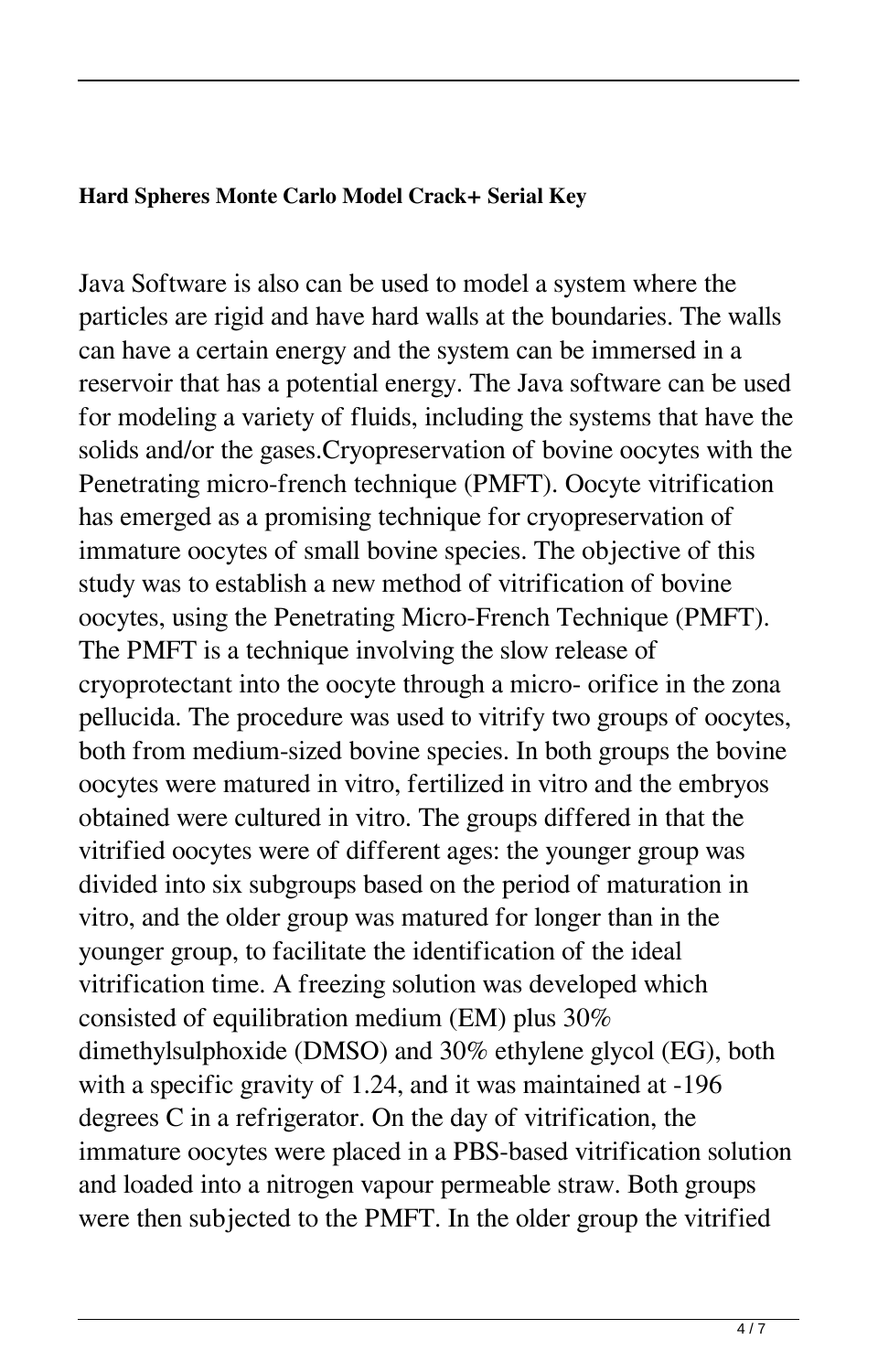**Hard Spheres Monte Carlo Model Crack+ Serial Key**

Java Software is also can be used to model a system where the particles are rigid and have hard walls at the boundaries. The walls can have a certain energy and the system can be immersed in a reservoir that has a potential energy. The Java software can be used for modeling a variety of fluids, including the systems that have the solids and/or the gases.Cryopreservation of bovine oocytes with the Penetrating micro-french technique (PMFT). Oocyte vitrification has emerged as a promising technique for cryopreservation of immature oocytes of small bovine species. The objective of this study was to establish a new method of vitrification of bovine oocytes, using the Penetrating Micro-French Technique (PMFT). The PMFT is a technique involving the slow release of cryoprotectant into the oocyte through a micro- orifice in the zona pellucida. The procedure was used to vitrify two groups of oocytes, both from medium-sized bovine species. In both groups the bovine oocytes were matured in vitro, fertilized in vitro and the embryos obtained were cultured in vitro. The groups differed in that the vitrified oocytes were of different ages: the younger group was divided into six subgroups based on the period of maturation in vitro, and the older group was matured for longer than in the younger group, to facilitate the identification of the ideal vitrification time. A freezing solution was developed which consisted of equilibration medium (EM) plus 30% dimethylsulphoxide (DMSO) and 30% ethylene glycol (EG), both with a specific gravity of 1.24, and it was maintained at -196 degrees C in a refrigerator. On the day of vitrification, the immature oocytes were placed in a PBS-based vitrification solution and loaded into a nitrogen vapour permeable straw. Both groups were then subjected to the PMFT. In the older group the vitrified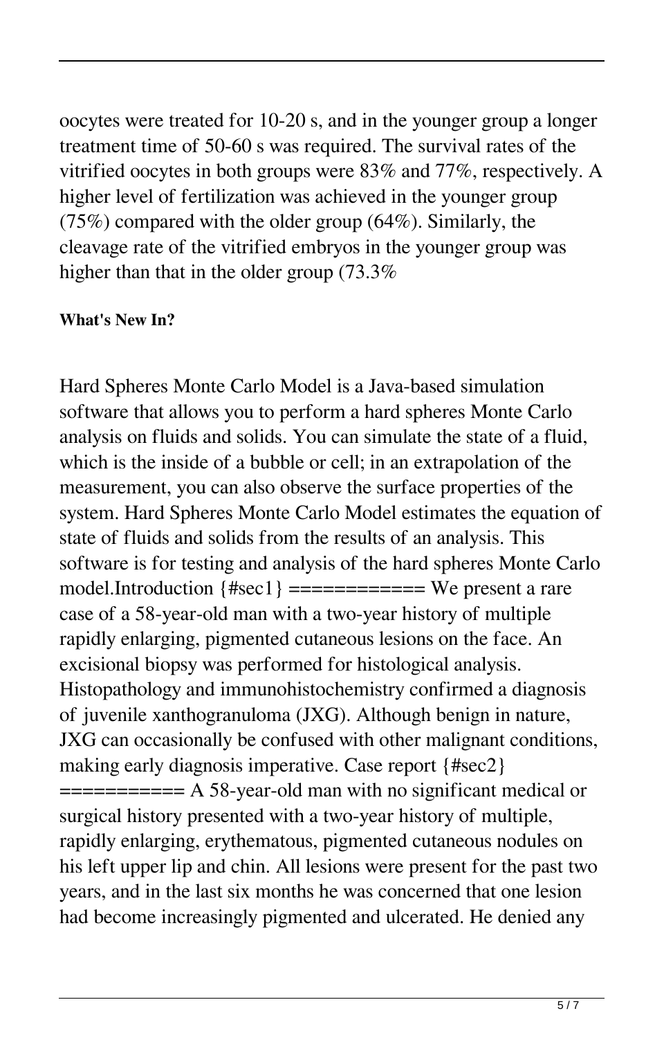oocytes were treated for 10-20 s, and in the younger group a longer treatment time of 50-60 s was required. The survival rates of the vitrified oocytes in both groups were 83% and 77%, respectively. A higher level of fertilization was achieved in the younger group (75%) compared with the older group (64%). Similarly, the cleavage rate of the vitrified embryos in the younger group was higher than that in the older group (73.3%

**What's New In?**

Hard Spheres Monte Carlo Model is a Java-based simulation software that allows you to perform a hard spheres Monte Carlo analysis on fluids and solids. You can simulate the state of a fluid, which is the inside of a bubble or cell; in an extrapolation of the measurement, you can also observe the surface properties of the system. Hard Spheres Monte Carlo Model estimates the equation of state of fluids and solids from the results of an analysis. This software is for testing and analysis of the hard spheres Monte Carlo model.Introduction {#sec1} ============ We present a rare case of a 58-year-old man with a two-year history of multiple rapidly enlarging, pigmented cutaneous lesions on the face. An excisional biopsy was performed for histological analysis. Histopathology and immunohistochemistry confirmed a diagnosis of juvenile xanthogranuloma (JXG). Although benign in nature, JXG can occasionally be confused with other malignant conditions, making early diagnosis imperative. Case report {#sec2} =========== A 58-year-old man with no significant medical or surgical history presented with a two-year history of multiple, rapidly enlarging, erythematous, pigmented cutaneous nodules on his left upper lip and chin. All lesions were present for the past two years, and in the last six months he was concerned that one lesion had become increasingly pigmented and ulcerated. He denied any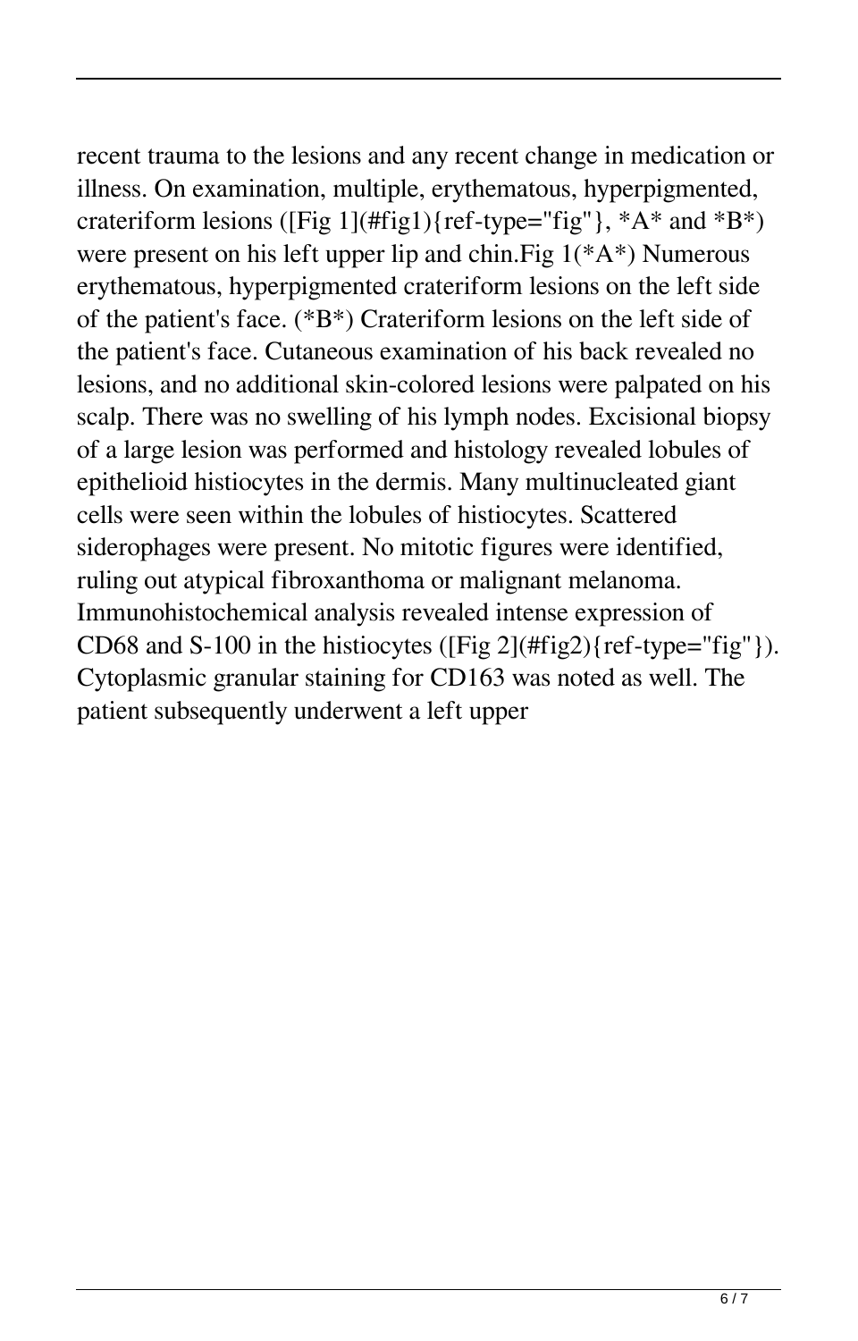recent trauma to the lesions and any recent change in medication or illness. On examination, multiple, erythematous, hyperpigmented, crateriform lesions ([Fig 1](#fig1){ref-type="fig"}, *A* and *B*) were present on his left upper lip and chin.Fig 1(*A*) Numerous erythematous, hyperpigmented crateriform lesions on the left side of the patient's face. (*B*) Crateriform lesions on the left side of the patient's face. Cutaneous examination of his back revealed no lesions, and no additional skin-colored lesions were palpated on his scalp. There was no swelling of his lymph nodes. Excisional biopsy of a large lesion was performed and histology revealed lobules of epithelioid histiocytes in the dermis. Many multinucleated giant cells were seen within the lobules of histiocytes. Scattered siderophages were present. No mitotic figures were identified, ruling out atypical fibroxanthoma or malignant melanoma. Immunohistochemical analysis revealed intense expression of CD68 and S-100 in the histiocytes ([Fig 2](#fig2){ref-type="fig"}). Cytoplasmic granular staining for CD163 was noted as well. The patient subsequently underwent a left upper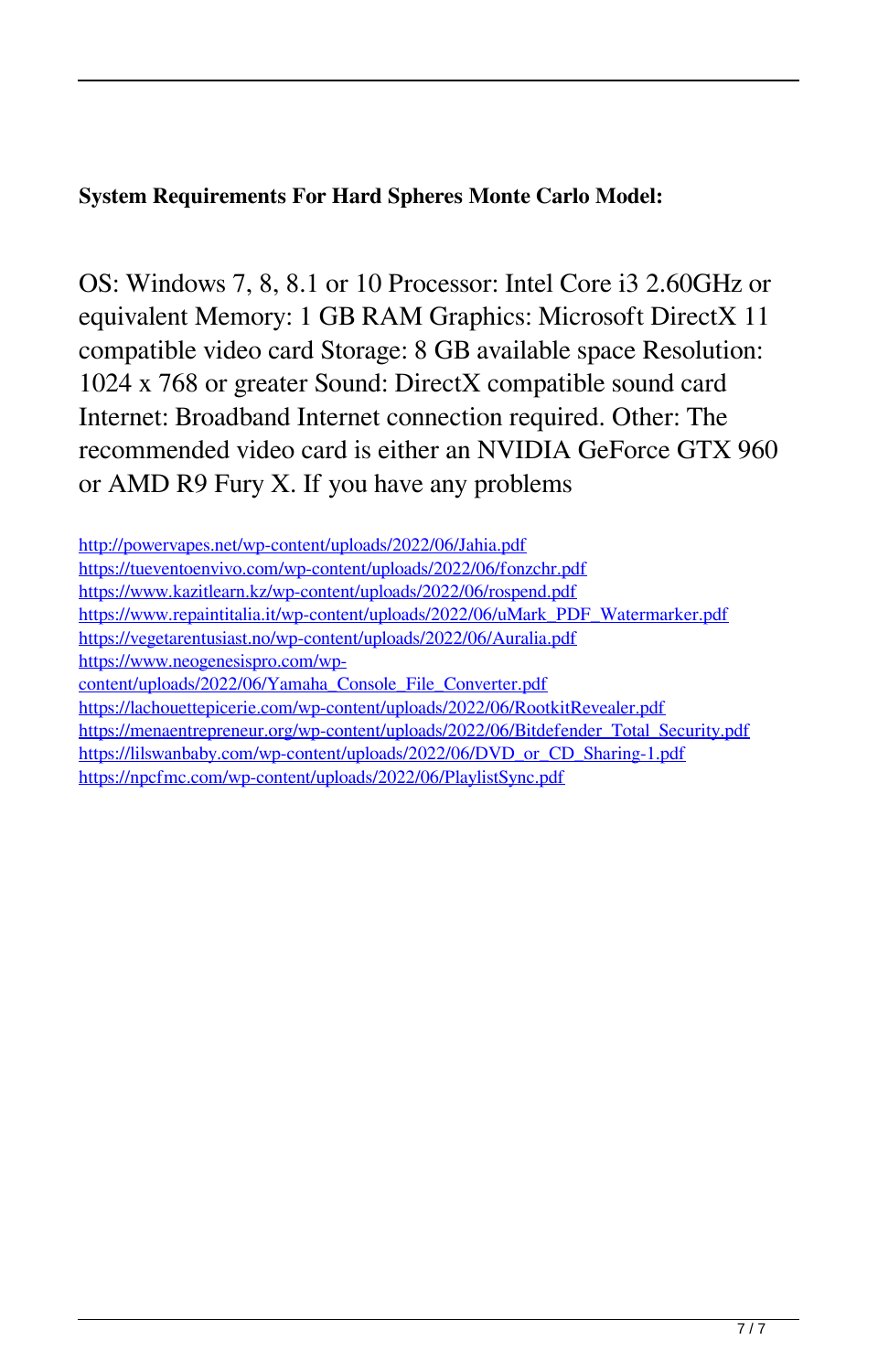**System Requirements For Hard Spheres Monte Carlo Model:**

OS: Windows 7, 8, 8.1 or 10 Processor: Intel Core i3 2.60GHz or equivalent Memory: 1 GB RAM Graphics: Microsoft DirectX 11 compatible video card Storage: 8 GB available space Resolution: 1024 x 768 or greater Sound: DirectX compatible sound card Internet: Broadband Internet connection required. Other: The recommended video card is either an NVIDIA GeForce GTX 960 or AMD R9 Fury X. If you have any problems

http://powervapes.net/wp-content/uploads/2022/06/Jahia.pdf
https://tueventoenvivo.com/wp-content/uploads/2022/06/fonzchr.pdf
https://www.kazitlearn.kz/wp-content/uploads/2022/06/rospend.pdf
https://www.repaintitalia.it/wp-content/uploads/2022/06/uMark_PDF_Watermarker.pdf
https://vegetarentusiast.no/wp-content/uploads/2022/06/Auralia.pdf
https://www.neogenesispro.com/wp-content/uploads/2022/06/Yamaha_Console_File_Converter.pdf
https://lachouettepicerie.com/wp-content/uploads/2022/06/RootkitRevealer.pdf
https://menaentrepreneur.org/wp-content/uploads/2022/06/Bitdefender_Total_Security.pdf
https://lilswanbaby.com/wp-content/uploads/2022/06/DVD_or_CD_Sharing-1.pdf
https://npcfmc.com/wp-content/uploads/2022/06/PlaylistSync.pdf